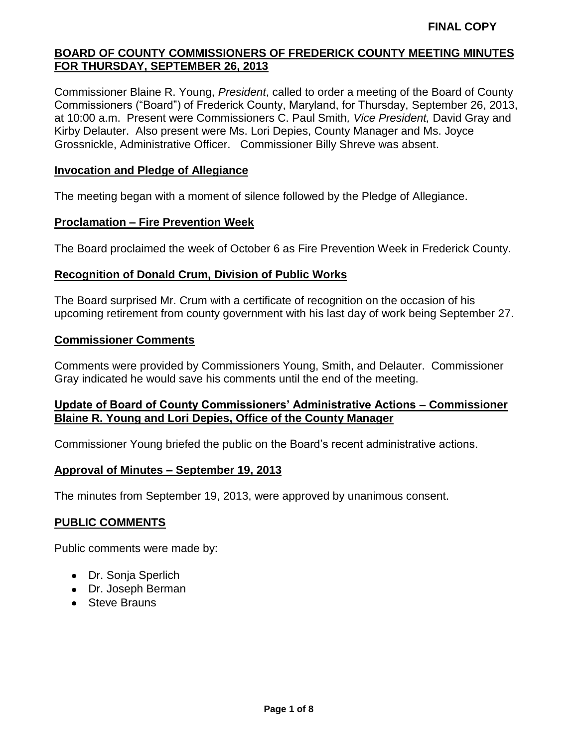**FINAL COPY**

# BOARD OF COUNTY COMMISSIONERS OF FREDERICK COUNTY MEETING MINUTES FOR THURSDAY, SEPTEMBER 26, 2013

Commissioner Blaine R. Young, *President*, called to order a meeting of the Board of County Commissioners ("Board") of Frederick County, Maryland, for Thursday, September 26, 2013, at 10:00 a.m. Present were Commissioners C. Paul Smith*, Vice President,* David Gray and Kirby Delauter. Also present were Ms. Lori Depies, County Manager and Ms. Joyce Grossnickle, Administrative Officer. Commissioner Billy Shreve was absent.

## Invocation and Pledge of Allegiance

The meeting began with a moment of silence followed by the Pledge of Allegiance.

## Proclamation – Fire Prevention Week

The Board proclaimed the week of October 6 as Fire Prevention Week in Frederick County.

## Recognition of Donald Crum, Division of Public Works

The Board surprised Mr. Crum with a certificate of recognition on the occasion of his upcoming retirement from county government with his last day of work being September 27.

## Commissioner Comments

Comments were provided by Commissioners Young, Smith, and Delauter. Commissioner Gray indicated he would save his comments until the end of the meeting.

## Update of Board of County Commissioners' Administrative Actions – Commissioner Blaine R. Young and Lori Depies, Office of the County Manager

Commissioner Young briefed the public on the Board's recent administrative actions.

## Approval of Minutes – September 19, 2013

The minutes from September 19, 2013, were approved by unanimous consent.

## PUBLIC COMMENTS

Public comments were made by:

- Dr. Sonja Sperlich
- Dr. Joseph Berman
- Steve Brauns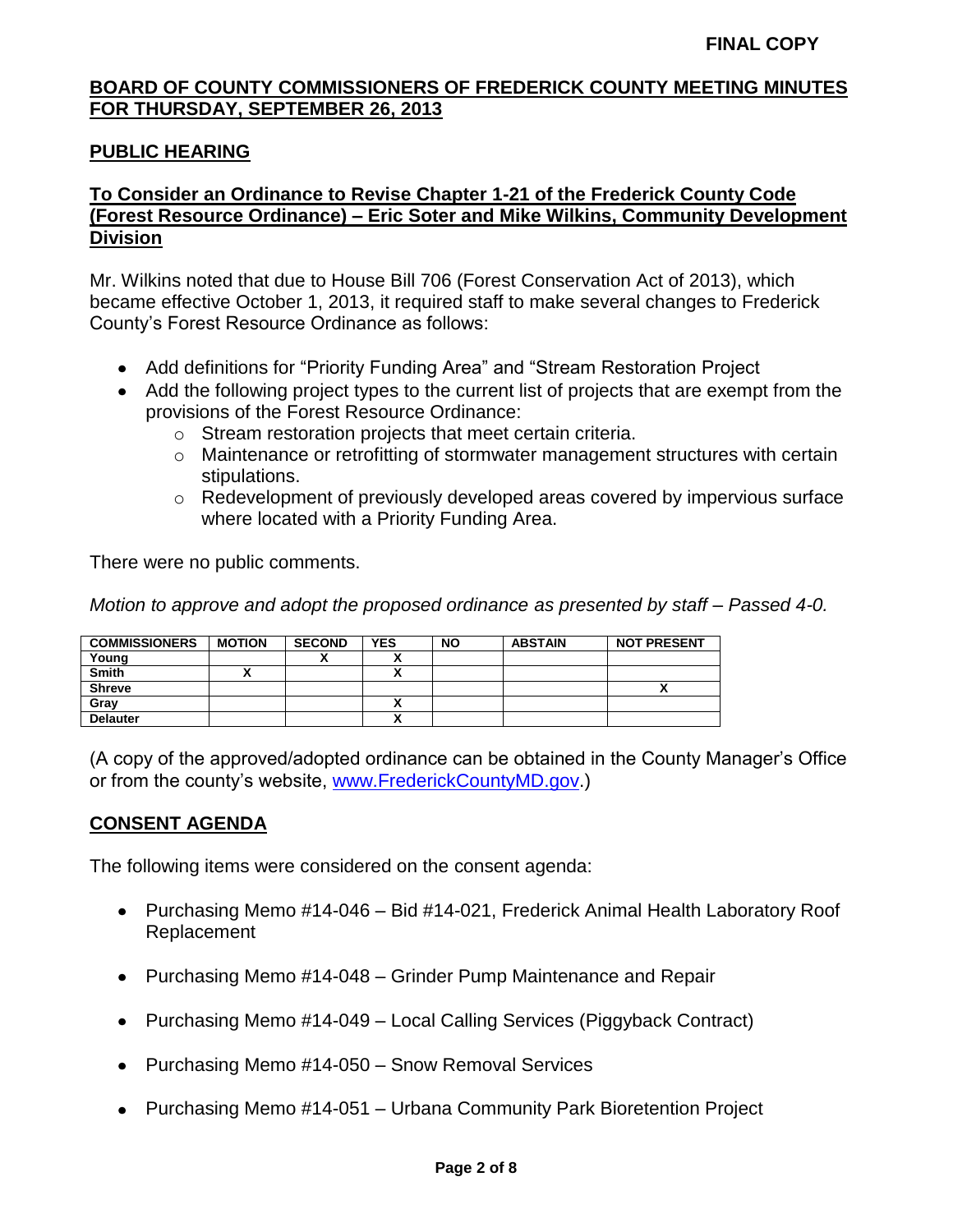**FINAL COPY**

## BOARD OF COUNTY COMMISSIONERS OF FREDERICK COUNTY MEETING MINUTES FOR THURSDAY, SEPTEMBER 26, 2013

### PUBLIC HEARING

### To Consider an Ordinance to Revise Chapter 1-21 of the Frederick County Code (Forest Resource Ordinance) – Eric Soter and Mike Wilkins, Community Development Division

Mr. Wilkins noted that due to House Bill 706 (Forest Conservation Act of 2013), which became effective October 1, 2013, it required staff to make several changes to Frederick County's Forest Resource Ordinance as follows:

- Add definitions for "Priority Funding Area" and "Stream Restoration Project
- Add the following project types to the current list of projects that are exempt from the provisions of the Forest Resource Ordinance:
  - Stream restoration projects that meet certain criteria.
  - Maintenance or retrofitting of stormwater management structures with certain stipulations.
  - Redevelopment of previously developed areas covered by impervious surface where located with a Priority Funding Area.

There were no public comments.

*Motion to approve and adopt the proposed ordinance as presented by staff – Passed 4-0.*

| COMMISSIONERS | MOTION | SECOND | YES | NO | ABSTAIN | NOT PRESENT |
|---|---|---|---|---|---|---|
| Young | | X | X | | | |
| Smith | X | | X | | | |
| Shreve | | | | | | X |
| Gray | | | X | | | |
| Delauter | | | X | | | |

(A copy of the approved/adopted ordinance can be obtained in the County Manager's Office or from the county's website, www.FrederickCountyMD.gov.)

### CONSENT AGENDA

The following items were considered on the consent agenda:

- Purchasing Memo #14-046 – Bid #14-021, Frederick Animal Health Laboratory Roof Replacement
- Purchasing Memo #14-048 – Grinder Pump Maintenance and Repair
- Purchasing Memo #14-049 – Local Calling Services (Piggyback Contract)
- Purchasing Memo #14-050 – Snow Removal Services
- Purchasing Memo #14-051 – Urbana Community Park Bioretention Project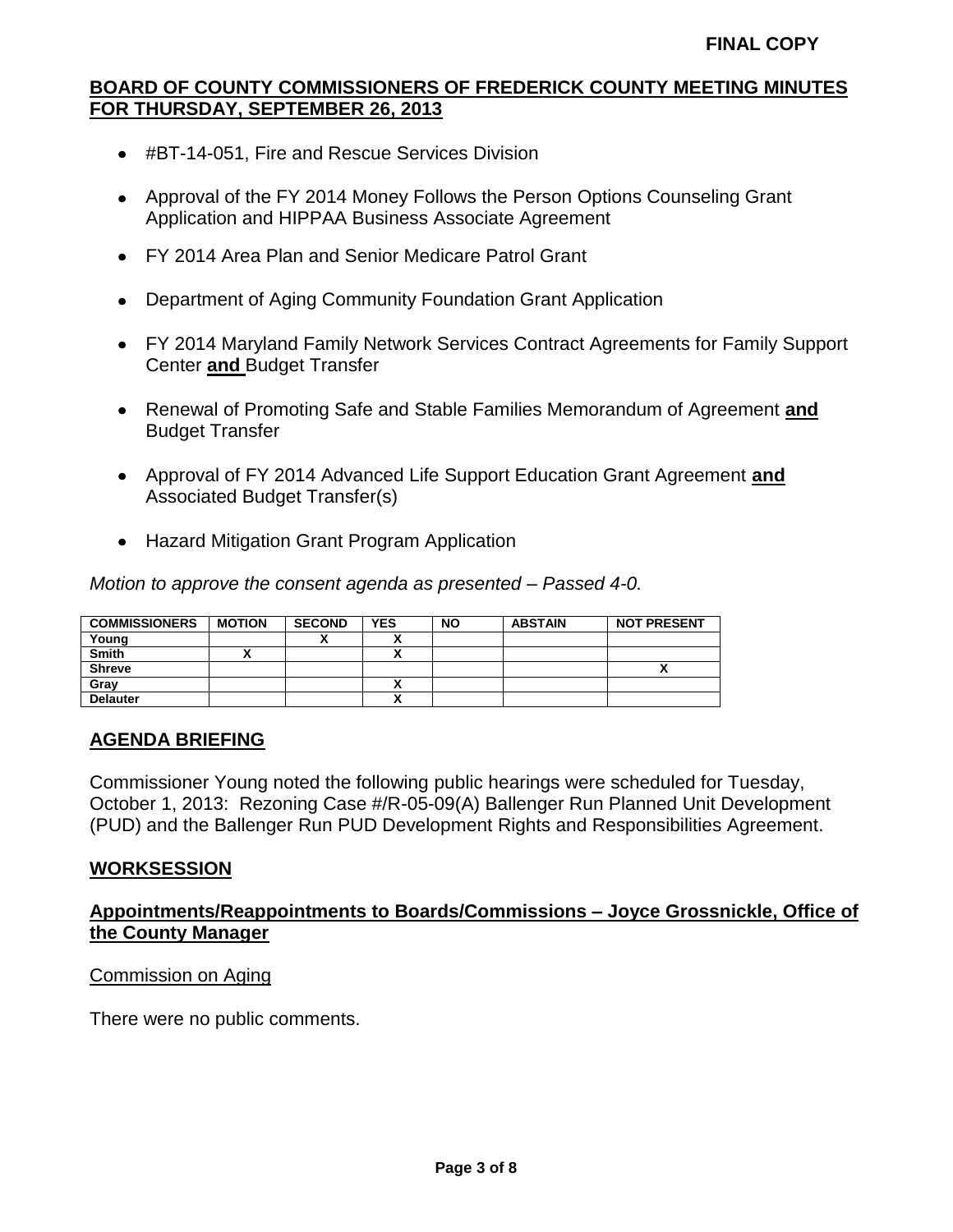**FINAL COPY**

**BOARD OF COUNTY COMMISSIONERS OF FREDERICK COUNTY MEETING MINUTES FOR THURSDAY, SEPTEMBER 26, 2013**

- #BT-14-051, Fire and Rescue Services Division
- Approval of the FY 2014 Money Follows the Person Options Counseling Grant Application and HIPPAA Business Associate Agreement
- FY 2014 Area Plan and Senior Medicare Patrol Grant
- Department of Aging Community Foundation Grant Application
- FY 2014 Maryland Family Network Services Contract Agreements for Family Support Center **and** Budget Transfer
- Renewal of Promoting Safe and Stable Families Memorandum of Agreement **and** Budget Transfer
- Approval of FY 2014 Advanced Life Support Education Grant Agreement **and** Associated Budget Transfer(s)
- Hazard Mitigation Grant Program Application

*Motion to approve the consent agenda as presented – Passed 4-0.*

| COMMISSIONERS | MOTION | SECOND | YES | NO | ABSTAIN | NOT PRESENT |
|---|---|---|---|---|---|---|
| Young | | X | X | | | |
| Smith | X | | X | | | |
| Shreve | | | | | | X |
| Gray | | | X | | | |
| Delauter | | | X | | | |

## AGENDA BRIEFING

Commissioner Young noted the following public hearings were scheduled for Tuesday, October 1, 2013: Rezoning Case #/R-05-09(A) Ballenger Run Planned Unit Development (PUD) and the Ballenger Run PUD Development Rights and Responsibilities Agreement.

## WORKSESSION

### Appointments/Reappointments to Boards/Commissions – Joyce Grossnickle, Office of the County Manager

Commission on Aging

There were no public comments.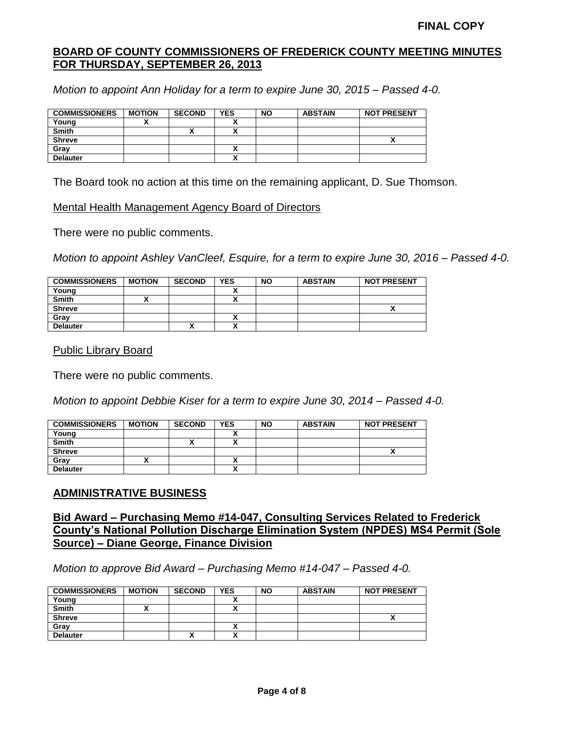**FINAL COPY**

## BOARD OF COUNTY COMMISSIONERS OF FREDERICK COUNTY MEETING MINUTES FOR THURSDAY, SEPTEMBER 26, 2013

*Motion to appoint Ann Holiday for a term to expire June 30, 2015 – Passed 4-0.*

| COMMISSIONERS | MOTION | SECOND | YES | NO | ABSTAIN | NOT PRESENT |
|---|---|---|---|---|---|---|
| Young | X | | X | | | |
| Smith | | X | X | | | |
| Shreve | | | | | | X |
| Gray | | | X | | | |
| Delauter | | | X | | | |

The Board took no action at this time on the remaining applicant, D. Sue Thomson.

Mental Health Management Agency Board of Directors

There were no public comments.

*Motion to appoint Ashley VanCleef, Esquire, for a term to expire June 30, 2016 – Passed 4-0.*

| COMMISSIONERS | MOTION | SECOND | YES | NO | ABSTAIN | NOT PRESENT |
|---|---|---|---|---|---|---|
| Young | | | X | | | |
| Smith | X | | X | | | |
| Shreve | | | | | | X |
| Gray | | | X | | | |
| Delauter | | X | X | | | |

Public Library Board

There were no public comments.

*Motion to appoint Debbie Kiser for a term to expire June 30, 2014 – Passed 4-0.*

| COMMISSIONERS | MOTION | SECOND | YES | NO | ABSTAIN | NOT PRESENT |
|---|---|---|---|---|---|---|
| Young | | | X | | | |
| Smith | | X | X | | | |
| Shreve | | | | | | X |
| Gray | X | | X | | | |
| Delauter | | | X | | | |

## ADMINISTRATIVE BUSINESS

### Bid Award – Purchasing Memo #14-047, Consulting Services Related to Frederick County's National Pollution Discharge Elimination System (NPDES) MS4 Permit (Sole Source) – Diane George, Finance Division

*Motion to approve Bid Award – Purchasing Memo #14-047 – Passed 4-0.*

| COMMISSIONERS | MOTION | SECOND | YES | NO | ABSTAIN | NOT PRESENT |
|---|---|---|---|---|---|---|
| Young | | | X | | | |
| Smith | X | | X | | | |
| Shreve | | | | | | X |
| Gray | | | X | | | |
| Delauter | | X | X | | | |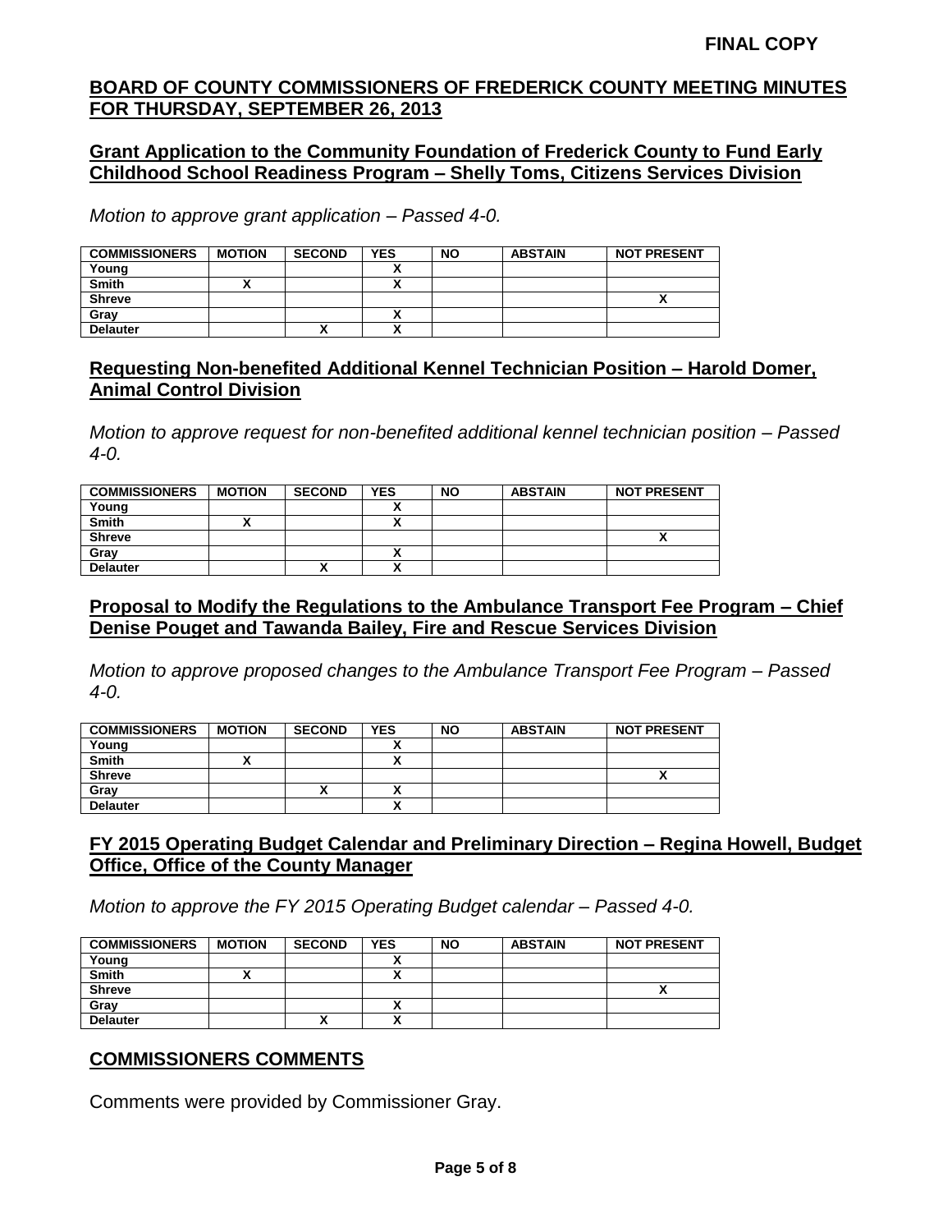**FINAL COPY**

## BOARD OF COUNTY COMMISSIONERS OF FREDERICK COUNTY MEETING MINUTES FOR THURSDAY, SEPTEMBER 26, 2013

### Grant Application to the Community Foundation of Frederick County to Fund Early Childhood School Readiness Program – Shelly Toms, Citizens Services Division

*Motion to approve grant application – Passed 4-0.*

| COMMISSIONERS | MOTION | SECOND | YES | NO | ABSTAIN | NOT PRESENT |
|---|---|---|---|---|---|---|
| Young | | | X | | | |
| Smith | X | | X | | | |
| Shreve | | | | | | X |
| Gray | | | X | | | |
| Delauter | | X | X | | | |

### Requesting Non-benefited Additional Kennel Technician Position – Harold Domer, Animal Control Division

*Motion to approve request for non-benefited additional kennel technician position – Passed 4-0.*

| COMMISSIONERS | MOTION | SECOND | YES | NO | ABSTAIN | NOT PRESENT |
|---|---|---|---|---|---|---|
| Young | | | X | | | |
| Smith | X | | X | | | |
| Shreve | | | | | | X |
| Gray | | | X | | | |
| Delauter | | X | X | | | |

### Proposal to Modify the Regulations to the Ambulance Transport Fee Program – Chief Denise Pouget and Tawanda Bailey, Fire and Rescue Services Division

*Motion to approve proposed changes to the Ambulance Transport Fee Program – Passed 4-0.*

| COMMISSIONERS | MOTION | SECOND | YES | NO | ABSTAIN | NOT PRESENT |
|---|---|---|---|---|---|---|
| Young | | | X | | | |
| Smith | X | | X | | | |
| Shreve | | | | | | X |
| Gray | | X | X | | | |
| Delauter | | | X | | | |

### FY 2015 Operating Budget Calendar and Preliminary Direction – Regina Howell, Budget Office, Office of the County Manager

*Motion to approve the FY 2015 Operating Budget calendar – Passed 4-0.*

| COMMISSIONERS | MOTION | SECOND | YES | NO | ABSTAIN | NOT PRESENT |
|---|---|---|---|---|---|---|
| Young | | | X | | | |
| Smith | X | | X | | | |
| Shreve | | | | | | X |
| Gray | | | X | | | |
| Delauter | | X | X | | | |

### COMMISSIONERS COMMENTS

Comments were provided by Commissioner Gray.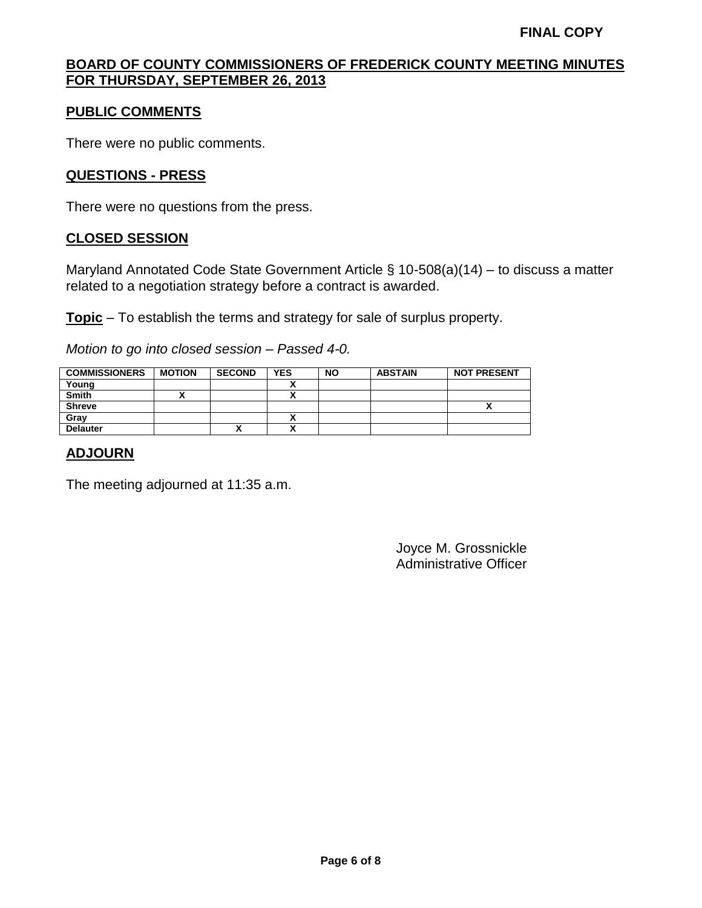**FINAL COPY**

## BOARD OF COUNTY COMMISSIONERS OF FREDERICK COUNTY MEETING MINUTES FOR THURSDAY, SEPTEMBER 26, 2013

### PUBLIC COMMENTS

There were no public comments.

### QUESTIONS - PRESS

There were no questions from the press.

### CLOSED SESSION

Maryland Annotated Code State Government Article § 10-508(a)(14) – to discuss a matter related to a negotiation strategy before a contract is awarded.

**Topic** – To establish the terms and strategy for sale of surplus property.

*Motion to go into closed session – Passed 4-0.*

| COMMISSIONERS | MOTION | SECOND | YES | NO | ABSTAIN | NOT PRESENT |
|---|---|---|---|---|---|---|
| Young | | | X | | | |
| Smith | X | | X | | | |
| Shreve | | | | | | X |
| Gray | | | X | | | |
| Delauter | | X | X | | | |

### ADJOURN

The meeting adjourned at 11:35 a.m.

Joyce M. Grossnickle
Administrative Officer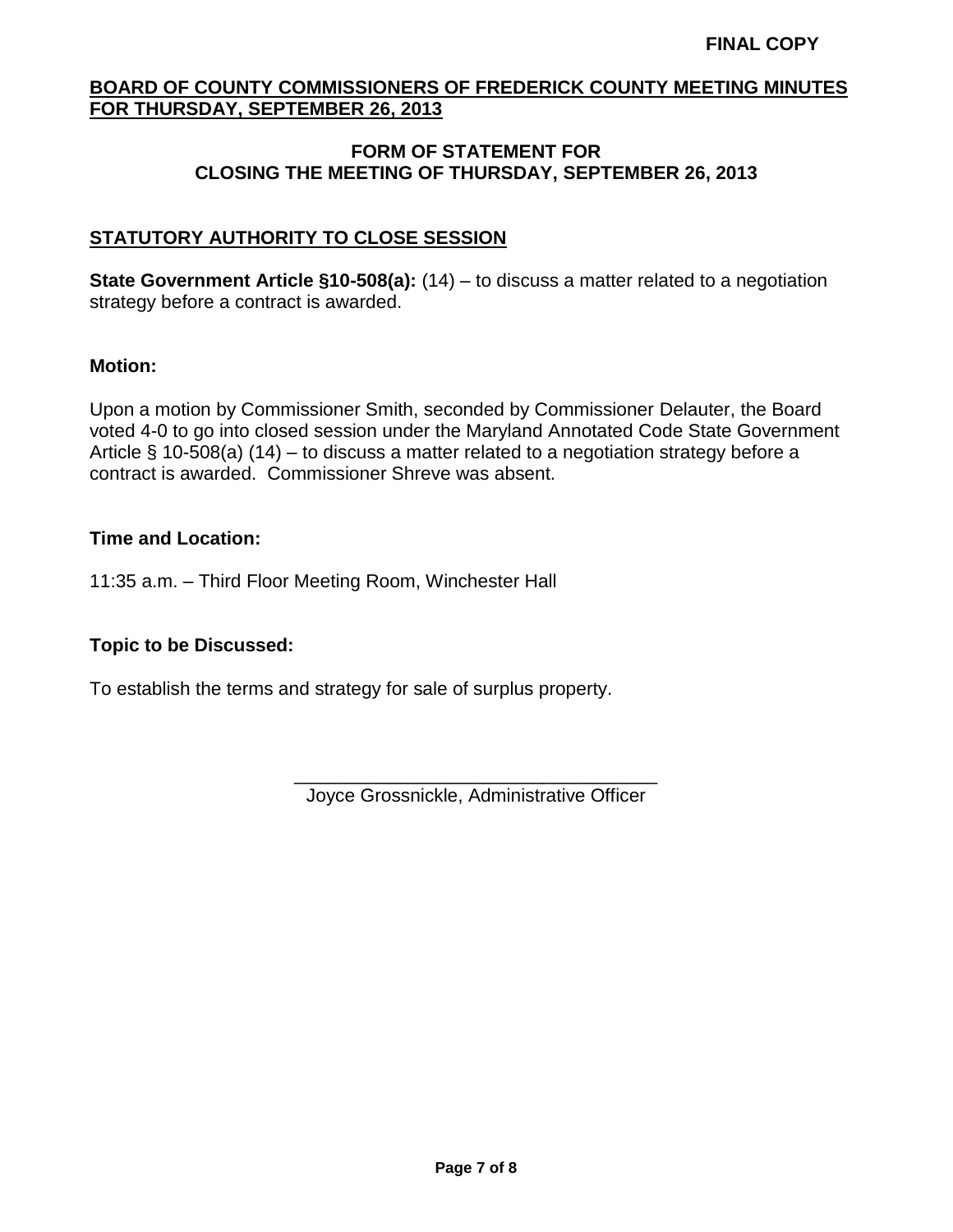**FINAL COPY**

## BOARD OF COUNTY COMMISSIONERS OF FREDERICK COUNTY MEETING MINUTES FOR THURSDAY, SEPTEMBER 26, 2013

### FORM OF STATEMENT FOR CLOSING THE MEETING OF THURSDAY, SEPTEMBER 26, 2013

### STATUTORY AUTHORITY TO CLOSE SESSION

**State Government Article §10-508(a):** (14) – to discuss a matter related to a negotiation strategy before a contract is awarded.

**Motion:**

Upon a motion by Commissioner Smith, seconded by Commissioner Delauter, the Board voted 4-0 to go into closed session under the Maryland Annotated Code State Government Article § 10-508(a) (14) – to discuss a matter related to a negotiation strategy before a contract is awarded. Commissioner Shreve was absent.

**Time and Location:**

11:35 a.m. – Third Floor Meeting Room, Winchester Hall

**Topic to be Discussed:**

To establish the terms and strategy for sale of surplus property.

\_\_\_\_\_\_\_\_\_\_\_\_\_\_\_\_\_\_\_\_\_\_\_\_\_\_\_\_\_\_\_\_\_\_\_\_
Joyce Grossnickle, Administrative Officer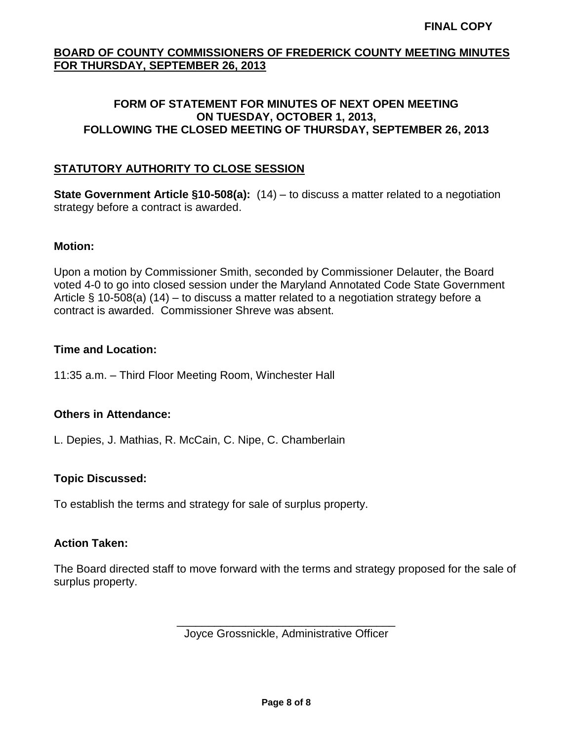**FINAL COPY**

**BOARD OF COUNTY COMMISSIONERS OF FREDERICK COUNTY MEETING MINUTES FOR THURSDAY, SEPTEMBER 26, 2013**

## FORM OF STATEMENT FOR MINUTES OF NEXT OPEN MEETING ON TUESDAY, OCTOBER 1, 2013, FOLLOWING THE CLOSED MEETING OF THURSDAY, SEPTEMBER 26, 2013

### STATUTORY AUTHORITY TO CLOSE SESSION

**State Government Article §10-508(a):** (14) – to discuss a matter related to a negotiation strategy before a contract is awarded.

**Motion:**

Upon a motion by Commissioner Smith, seconded by Commissioner Delauter, the Board voted 4-0 to go into closed session under the Maryland Annotated Code State Government Article § 10-508(a) (14) – to discuss a matter related to a negotiation strategy before a contract is awarded. Commissioner Shreve was absent.

**Time and Location:**

11:35 a.m. – Third Floor Meeting Room, Winchester Hall

**Others in Attendance:**

L. Depies, J. Mathias, R. McCain, C. Nipe, C. Chamberlain

**Topic Discussed:**

To establish the terms and strategy for sale of surplus property.

**Action Taken:**

The Board directed staff to move forward with the terms and strategy proposed for the sale of surplus property.

\_\_\_\_\_\_\_\_\_\_\_\_\_\_\_\_\_\_\_\_\_\_\_\_\_\_\_\_\_\_\_\_\_\_\_\_

Joyce Grossnickle, Administrative Officer